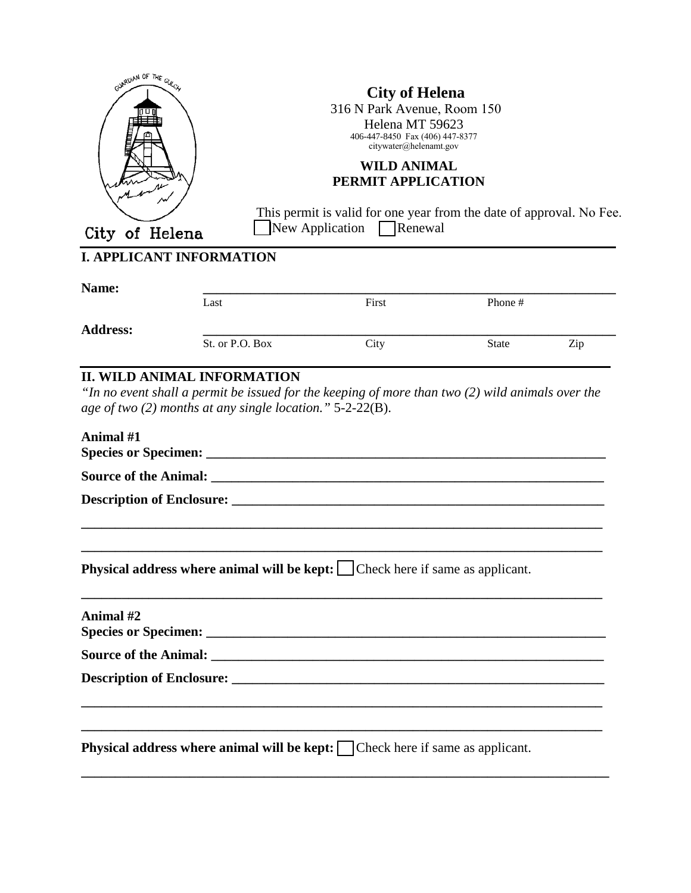City of Helena

# City of Helena

316 N Park Avenue, Room 150
Helena MT 59623
406-447-8450 Fax (406) 447-8377
citywater@helenamt.gov

**WILD ANIMAL PERMIT APPLICATION**

This permit is valid for one year from the date of approval. No Fee.

☐ New Application ☐ Renewal

## I. APPLICANT INFORMATION

**Name:** ______________________________________________
Last First Phone #

**Address:** ______________________________________________
St. or P.O. Box City State Zip

## II. WILD ANIMAL INFORMATION

*"In no event shall a permit be issued for the keeping of more than two (2) wild animals over the age of two (2) months at any single location."* 5-2-22(B).

**Animal #1**

**Species or Specimen:** ______________________________________________

**Source of the Animal:** ______________________________________________

**Description of Enclosure:** ______________________________________________

______________________________________________

______________________________________________

**Physical address where animal will be kept:** ☐ Check here if same as applicant.

______________________________________________

**Animal #2**

**Species or Specimen:** ______________________________________________

**Source of the Animal:** ______________________________________________

**Description of Enclosure:** ______________________________________________

______________________________________________

______________________________________________

**Physical address where animal will be kept:** ☐ Check here if same as applicant.

______________________________________________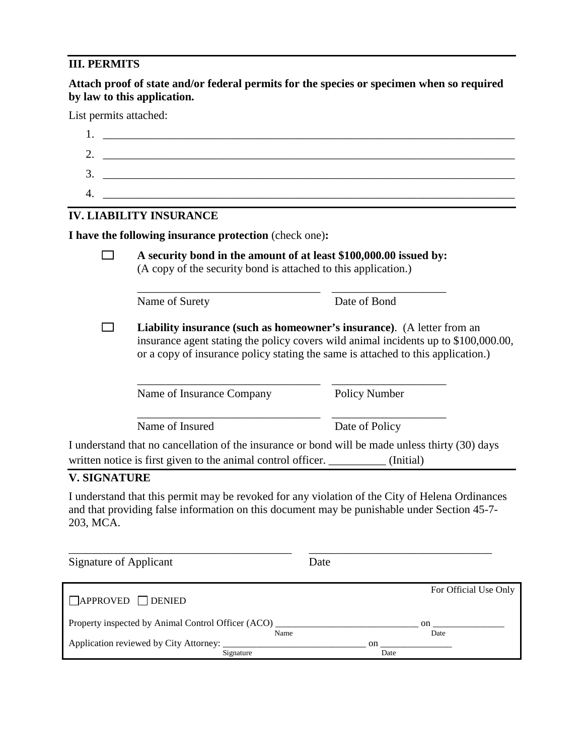## III. PERMITS

**Attach proof of state and/or federal permits for the species or specimen when so required by law to this application.**

List permits attached:

1. ___________________________________________________________________________
2. ___________________________________________________________________________
3. ___________________________________________________________________________
4. ___________________________________________________________________________

## IV. LIABILITY INSURANCE

**I have the following insurance protection** (check one)**:**

☐ **A security bond in the amount of at least $100,000.00 issued by:**
(A copy of the security bond is attached to this application.)

_________________________________ ____________________
Name of Surety Date of Bond

☐ **Liability insurance (such as homeowner's insurance)**. (A letter from an insurance agent stating the policy covers wild animal incidents up to $100,000.00, or a copy of insurance policy stating the same is attached to this application.)

_________________________________ ____________________
Name of Insurance Company Policy Number

_________________________________ ____________________
Name of Insured Date of Policy

I understand that no cancellation of the insurance or bond will be made unless thirty (30) days written notice is first given to the animal control officer. __________ (Initial)

## V. SIGNATURE

I understand that this permit may be revoked for any violation of the City of Helena Ordinances and that providing false information on this document may be punishable under Section 45-7-203, MCA.

________________________________________ _________________________________
Signature of Applicant Date

For Official Use Only

☐ APPROVED ☐ DENIED

Property inspected by Animal Control Officer (ACO) ______________________________ on _______________
Name Date

Application reviewed by City Attorney: ______________________________ on _______________
Signature Date